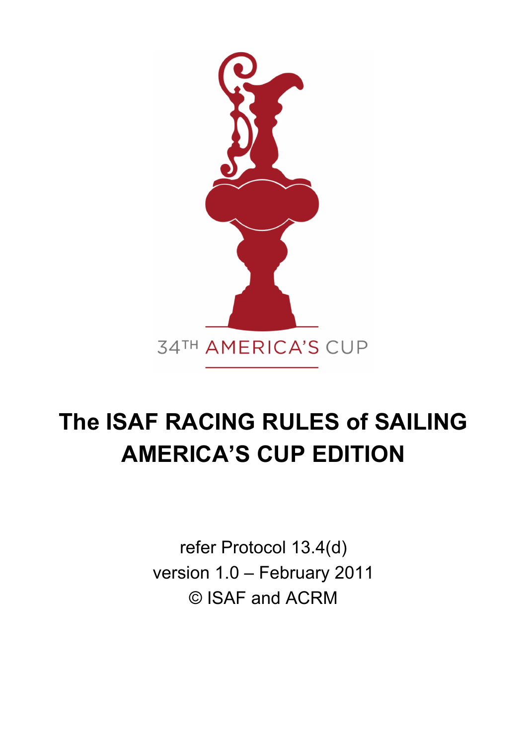34TH AMERICA'S CUP

# The ISAF RACING RULES of SAILING AMERICA'S CUP EDITION

refer Protocol 13.4(d)

version 1.0 – February 2011

© ISAF and ACRM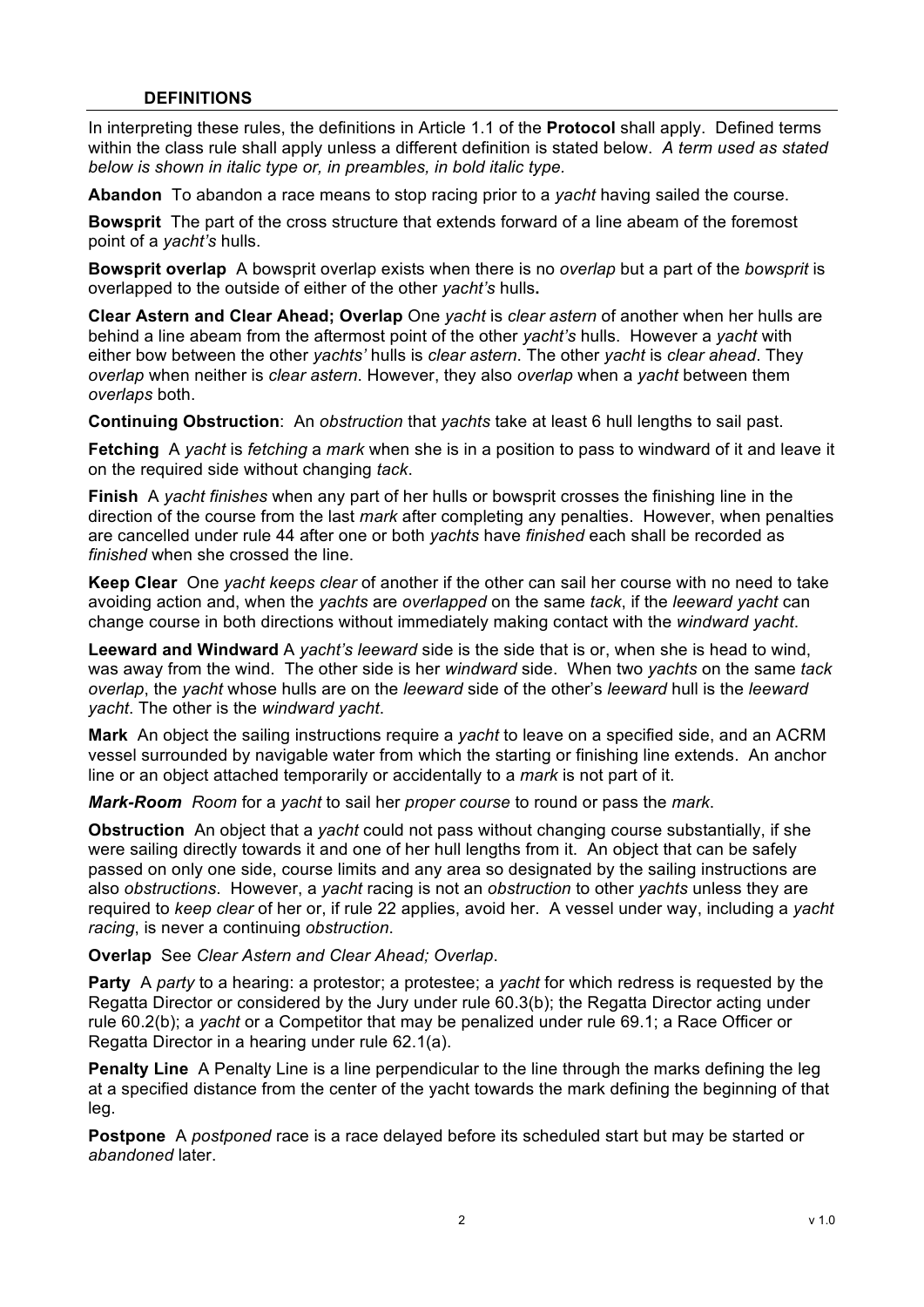## DEFINITIONS

In interpreting these rules, the definitions in Article 1.1 of the **Protocol** shall apply. Defined terms within the class rule shall apply unless a different definition is stated below. *A term used as stated below is shown in italic type or, in preambles, in bold italic type.*

**Abandon** To abandon a race means to stop racing prior to a *yacht* having sailed the course.

**Bowsprit** The part of the cross structure that extends forward of a line abeam of the foremost point of a *yacht's* hulls.

**Bowsprit overlap** A bowsprit overlap exists when there is no *overlap* but a part of the *bowsprit* is overlapped to the outside of either of the other *yacht's* hulls**.**

**Clear Astern and Clear Ahead; Overlap** One *yacht* is *clear astern* of another when her hulls are behind a line abeam from the aftermost point of the other *yacht's* hulls. However a *yacht* with either bow between the other *yachts'* hulls is *clear astern*. The other *yacht* is *clear ahead*. They *overlap* when neither is *clear astern*. However, they also *overlap* when a *yacht* between them *overlaps* both.

**Continuing Obstruction**: An *obstruction* that *yachts* take at least 6 hull lengths to sail past.

**Fetching** A *yacht* is *fetching* a *mark* when she is in a position to pass to windward of it and leave it on the required side without changing *tack*.

**Finish** A *yacht finishes* when any part of her hulls or bowsprit crosses the finishing line in the direction of the course from the last *mark* after completing any penalties. However, when penalties are cancelled under rule 44 after one or both *yachts* have *finished* each shall be recorded as *finished* when she crossed the line.

**Keep Clear** One *yacht keeps clear* of another if the other can sail her course with no need to take avoiding action and, when the *yachts* are *overlapped* on the same *tack*, if the *leeward yacht* can change course in both directions without immediately making contact with the *windward yacht*.

**Leeward and Windward** A *yacht's leeward* side is the side that is or, when she is head to wind, was away from the wind. The other side is her *windward* side. When two *yachts* on the same *tack overlap*, the *yacht* whose hulls are on the *leeward* side of the other's *leeward* hull is the *leeward yacht*. The other is the *windward yacht*.

**Mark** An object the sailing instructions require a *yacht* to leave on a specified side, and an ACRM vessel surrounded by navigable water from which the starting or finishing line extends. An anchor line or an object attached temporarily or accidentally to a *mark* is not part of it.

***Mark-Room*** *Room* for a *yacht* to sail her *proper course* to round or pass the *mark*.

**Obstruction** An object that a *yacht* could not pass without changing course substantially, if she were sailing directly towards it and one of her hull lengths from it. An object that can be safely passed on only one side, course limits and any area so designated by the sailing instructions are also *obstructions*. However, a *yacht* racing is not an *obstruction* to other *yachts* unless they are required to *keep clear* of her or, if rule 22 applies, avoid her. A vessel under way, including a *yacht racing*, is never a continuing *obstruction*.

**Overlap** See *Clear Astern and Clear Ahead; Overlap*.

**Party** A *party* to a hearing: a protestor; a protestee; a *yacht* for which redress is requested by the Regatta Director or considered by the Jury under rule 60.3(b); the Regatta Director acting under rule 60.2(b); a *yacht* or a Competitor that may be penalized under rule 69.1; a Race Officer or Regatta Director in a hearing under rule 62.1(a).

**Penalty Line** A Penalty Line is a line perpendicular to the line through the marks defining the leg at a specified distance from the center of the yacht towards the mark defining the beginning of that leg.

**Postpone** A *postponed* race is a race delayed before its scheduled start but may be started or *abandoned* later.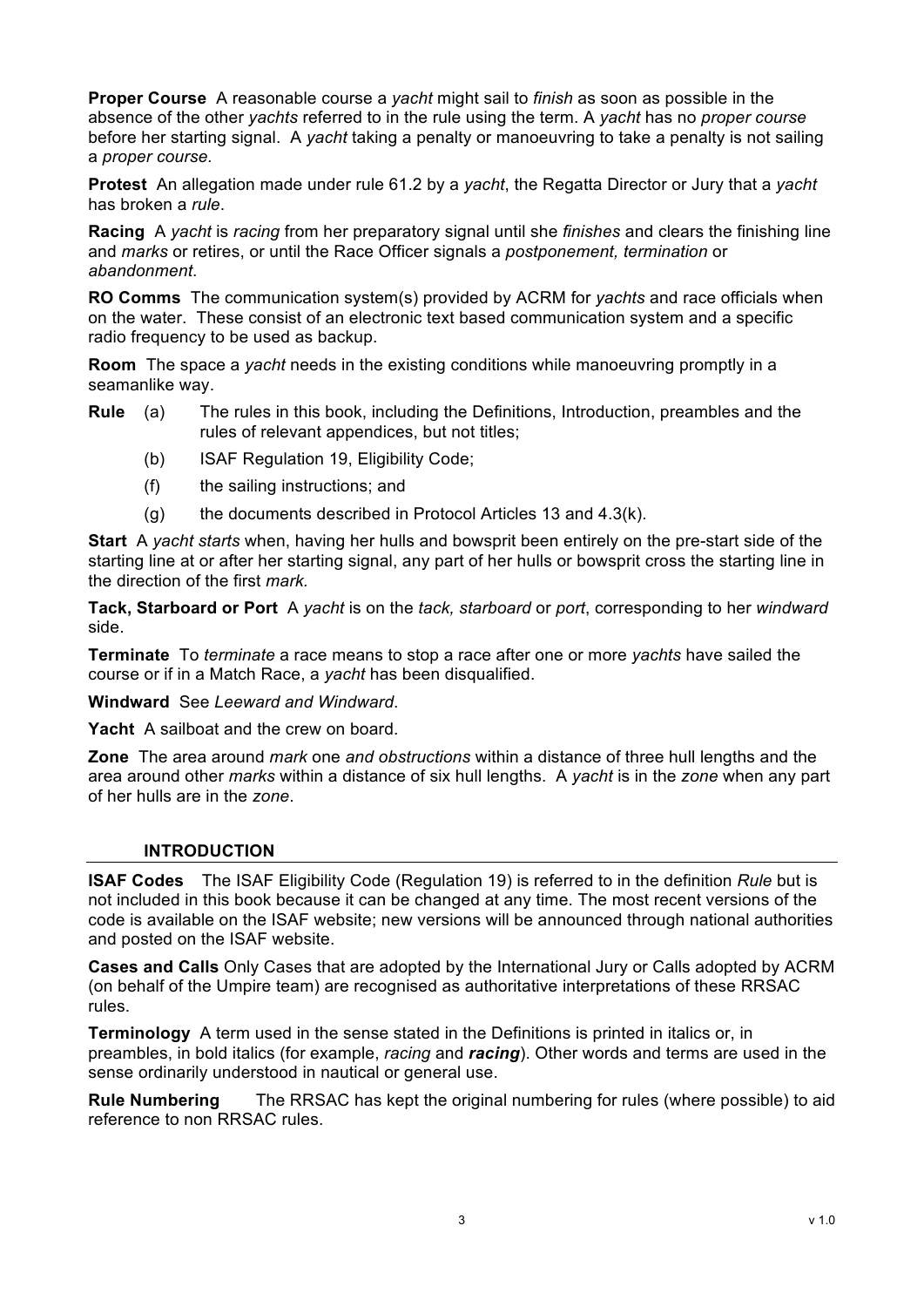**Proper Course** A reasonable course a *yacht* might sail to *finish* as soon as possible in the absence of the other *yachts* referred to in the rule using the term. A *yacht* has no *proper course* before her starting signal. A *yacht* taking a penalty or manoeuvring to take a penalty is not sailing a *proper course.*

**Protest** An allegation made under rule 61.2 by a *yacht*, the Regatta Director or Jury that a *yacht* has broken a *rule*.

**Racing** A *yacht* is *racing* from her preparatory signal until she *finishes* and clears the finishing line and *marks* or retires, or until the Race Officer signals a *postponement, termination* or *abandonment*.

**RO Comms** The communication system(s) provided by ACRM for *yachts* and race officials when on the water. These consist of an electronic text based communication system and a specific radio frequency to be used as backup.

**Room** The space a *yacht* needs in the existing conditions while manoeuvring promptly in a seamanlike way.

**Rule**
- (a) The rules in this book, including the Definitions, Introduction, preambles and the rules of relevant appendices, but not titles;
- (b) ISAF Regulation 19, Eligibility Code;
- (f) the sailing instructions; and
- (g) the documents described in Protocol Articles 13 and 4.3(k).

**Start** A *yacht starts* when, having her hulls and bowsprit been entirely on the pre-start side of the starting line at or after her starting signal, any part of her hulls or bowsprit cross the starting line in the direction of the first *mark.*

**Tack, Starboard or Port** A *yacht* is on the *tack, starboard* or *port*, corresponding to her *windward* side.

**Terminate** To *terminate* a race means to stop a race after one or more *yachts* have sailed the course or if in a Match Race, a *yacht* has been disqualified.

**Windward** See *Leeward and Windward*.

**Yacht** A sailboat and the crew on board.

**Zone** The area around *mark* one *and obstructions* within a distance of three hull lengths and the area around other *marks* within a distance of six hull lengths. A *yacht* is in the *zone* when any part of her hulls are in the *zone*.

## INTRODUCTION

**ISAF Codes** The ISAF Eligibility Code (Regulation 19) is referred to in the definition *Rule* but is not included in this book because it can be changed at any time. The most recent versions of the code is available on the ISAF website; new versions will be announced through national authorities and posted on the ISAF website.

**Cases and Calls** Only Cases that are adopted by the International Jury or Calls adopted by ACRM (on behalf of the Umpire team) are recognised as authoritative interpretations of these RRSAC rules.

**Terminology** A term used in the sense stated in the Definitions is printed in italics or, in preambles, in bold italics (for example, *racing* and ***racing***). Other words and terms are used in the sense ordinarily understood in nautical or general use.

**Rule Numbering** The RRSAC has kept the original numbering for rules (where possible) to aid reference to non RRSAC rules.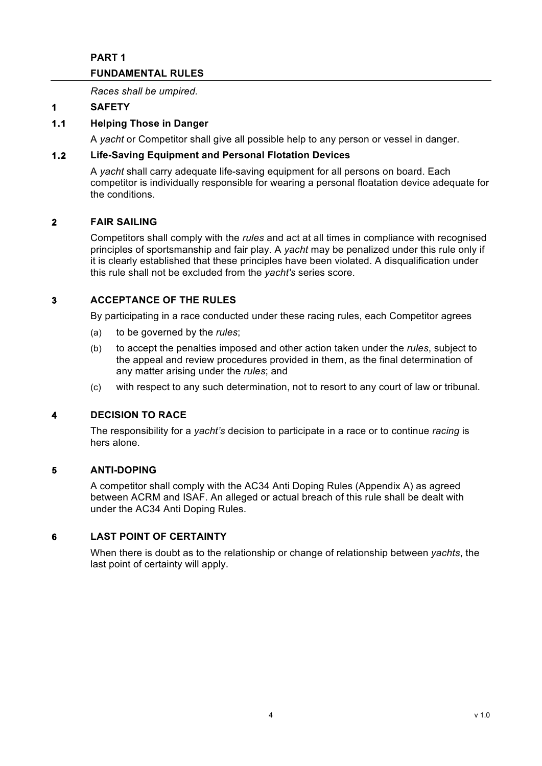# PART 1

# FUNDAMENTAL RULES

*Races shall be umpired.*

## 1 SAFETY

### 1.1 Helping Those in Danger

A *yacht* or Competitor shall give all possible help to any person or vessel in danger.

### 1.2 Life-Saving Equipment and Personal Flotation Devices

A *yacht* shall carry adequate life-saving equipment for all persons on board. Each competitor is individually responsible for wearing a personal floatation device adequate for the conditions.

## 2 FAIR SAILING

Competitors shall comply with the *rules* and act at all times in compliance with recognised principles of sportsmanship and fair play. A *yacht* may be penalized under this rule only if it is clearly established that these principles have been violated. A disqualification under this rule shall not be excluded from the *yacht's* series score.

## 3 ACCEPTANCE OF THE RULES

By participating in a race conducted under these racing rules, each Competitor agrees

(a) to be governed by the *rules*;

(b) to accept the penalties imposed and other action taken under the *rules*, subject to the appeal and review procedures provided in them, as the final determination of any matter arising under the *rules*; and

(c) with respect to any such determination, not to resort to any court of law or tribunal.

## 4 DECISION TO RACE

The responsibility for a *yacht's* decision to participate in a race or to continue *racing* is hers alone.

## 5 ANTI-DOPING

A competitor shall comply with the AC34 Anti Doping Rules (Appendix A) as agreed between ACRM and ISAF. An alleged or actual breach of this rule shall be dealt with under the AC34 Anti Doping Rules.

## 6 LAST POINT OF CERTAINTY

When there is doubt as to the relationship or change of relationship between *yachts*, the last point of certainty will apply.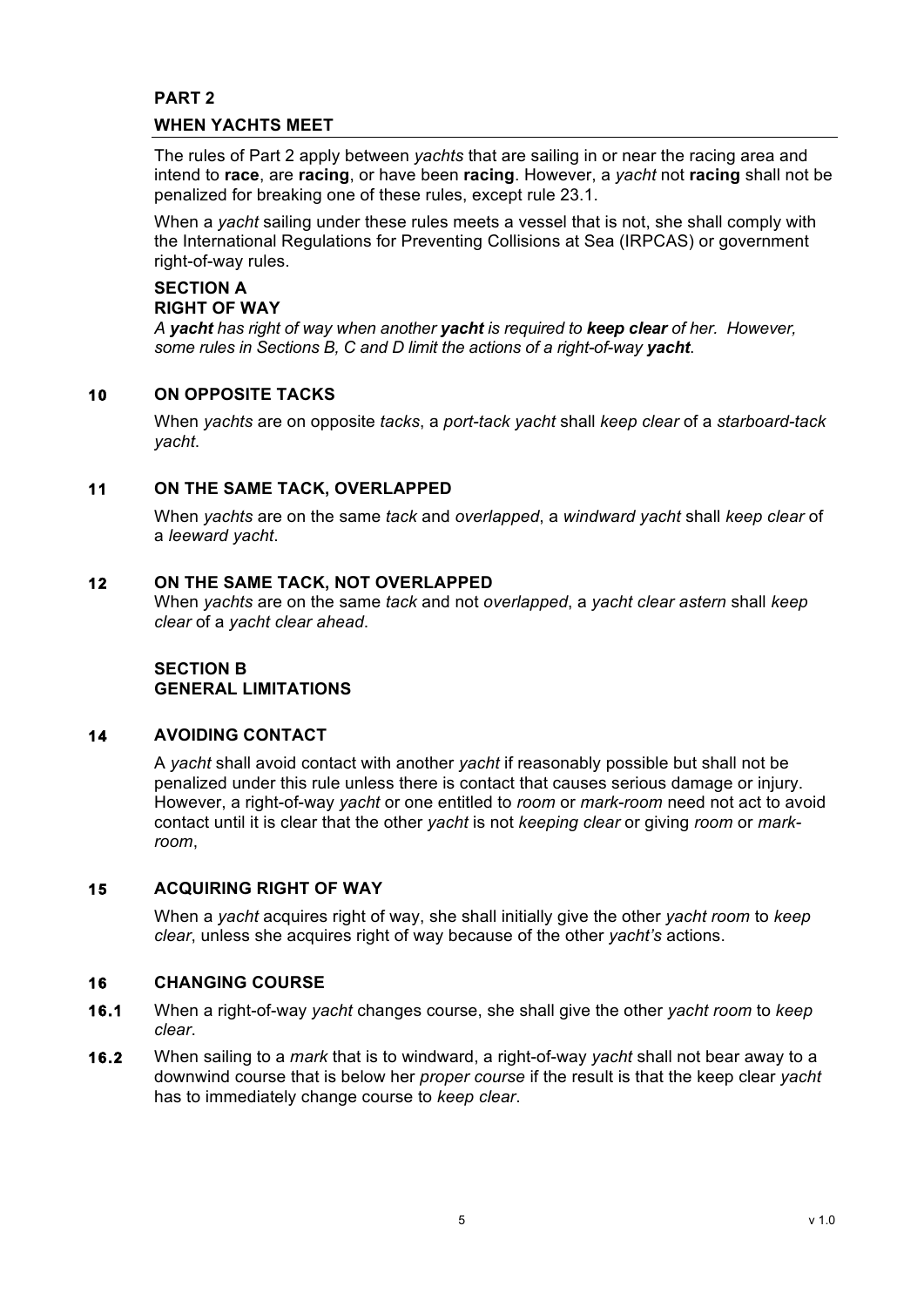## PART 2

## WHEN YACHTS MEET

The rules of Part 2 apply between *yachts* that are sailing in or near the racing area and intend to **race**, are **racing**, or have been **racing**. However, a *yacht* not **racing** shall not be penalized for breaking one of these rules, except rule 23.1.

When a *yacht* sailing under these rules meets a vessel that is not, she shall comply with the International Regulations for Preventing Collisions at Sea (IRPCAS) or government right-of-way rules.

### SECTION A
### RIGHT OF WAY

*A **yacht** has right of way when another **yacht** is required to **keep clear** of her. However, some rules in Sections B, C and D limit the actions of a right-of-way **yacht**.*

#### 10 ON OPPOSITE TACKS

When *yachts* are on opposite *tacks*, a *port-tack yacht* shall *keep clear* of a *starboard-tack yacht*.

#### 11 ON THE SAME TACK, OVERLAPPED

When *yachts* are on the same *tack* and *overlapped*, a *windward yacht* shall *keep clear* of a *leeward yacht*.

#### 12 ON THE SAME TACK, NOT OVERLAPPED

When *yachts* are on the same *tack* and not *overlapped*, a *yacht clear astern* shall *keep clear* of a *yacht clear ahead*.

### SECTION B
### GENERAL LIMITATIONS

#### 14 AVOIDING CONTACT

A *yacht* shall avoid contact with another *yacht* if reasonably possible but shall not be penalized under this rule unless there is contact that causes serious damage or injury. However, a right-of-way *yacht* or one entitled to *room* or *mark-room* need not act to avoid contact until it is clear that the other *yacht* is not *keeping clear* or giving *room* or *mark-room*,

#### 15 ACQUIRING RIGHT OF WAY

When a *yacht* acquires right of way, she shall initially give the other *yacht room* to *keep clear*, unless she acquires right of way because of the other *yacht's* actions.

#### 16 CHANGING COURSE

**16.1** When a right-of-way *yacht* changes course, she shall give the other *yacht room* to *keep clear*.

**16.2** When sailing to a *mark* that is to windward, a right-of-way *yacht* shall not bear away to a downwind course that is below her *proper course* if the result is that the keep clear *yacht* has to immediately change course to *keep clear*.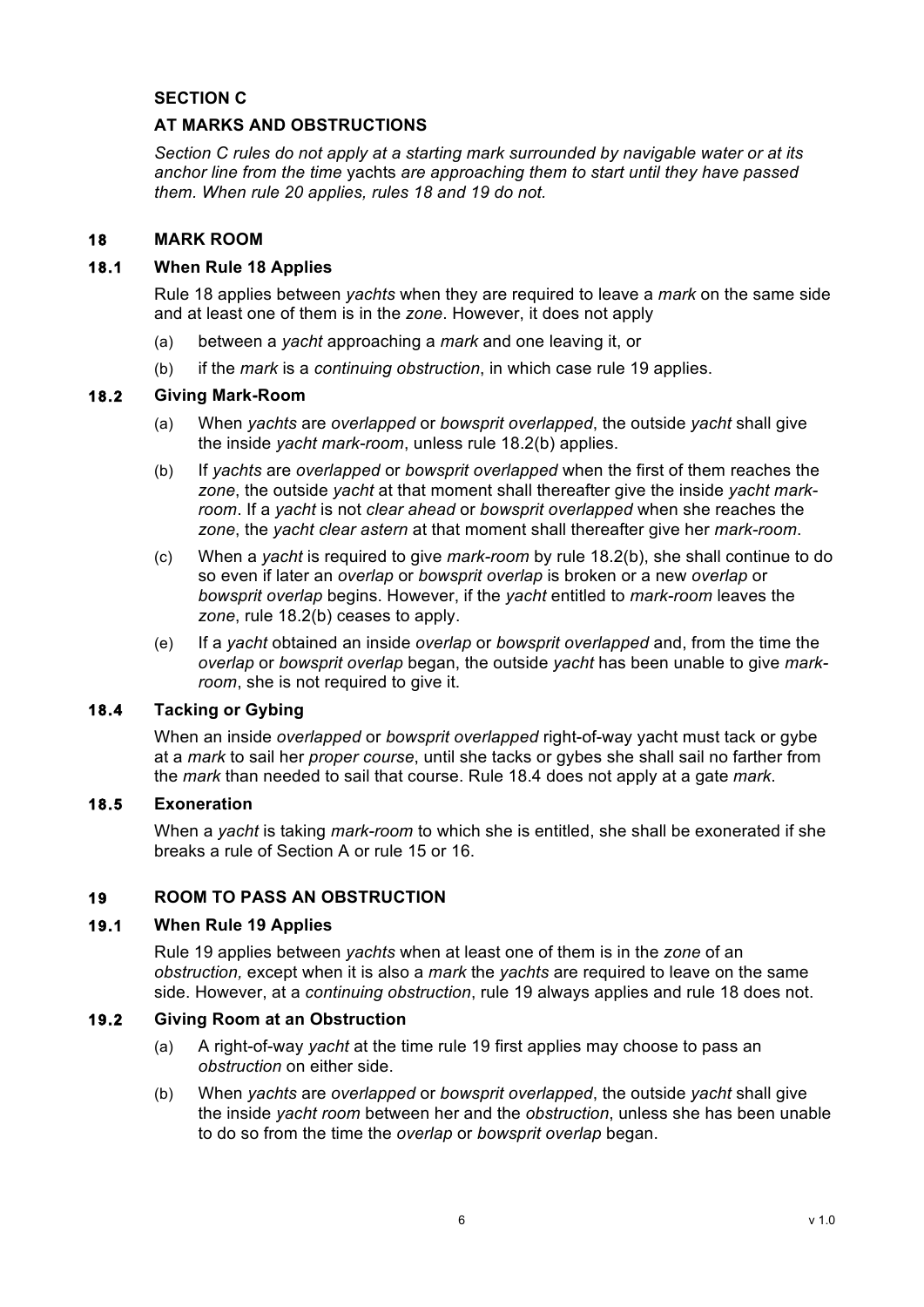## SECTION C

## AT MARKS AND OBSTRUCTIONS

*Section C rules do not apply at a starting mark surrounded by navigable water or at its anchor line from the time* yachts *are approaching them to start until they have passed them. When rule 20 applies, rules 18 and 19 do not.*

### 18 MARK ROOM

#### 18.1 When Rule 18 Applies

Rule 18 applies between *yachts* when they are required to leave a *mark* on the same side and at least one of them is in the *zone*. However, it does not apply

(a) between a *yacht* approaching a *mark* and one leaving it, or

(b) if the *mark* is a *continuing obstruction*, in which case rule 19 applies.

#### 18.2 Giving Mark-Room

(a) When *yachts* are *overlapped* or *bowsprit overlapped*, the outside *yacht* shall give the inside *yacht mark-room*, unless rule 18.2(b) applies.

(b) If *yachts* are *overlapped* or *bowsprit overlapped* when the first of them reaches the *zone*, the outside *yacht* at that moment shall thereafter give the inside *yacht mark-room*. If a *yacht* is not *clear ahead* or *bowsprit overlapped* when she reaches the *zone*, the *yacht clear astern* at that moment shall thereafter give her *mark-room*.

(c) When a *yacht* is required to give *mark-room* by rule 18.2(b), she shall continue to do so even if later an *overlap* or *bowsprit overlap* is broken or a new *overlap* or *bowsprit overlap* begins. However, if the *yacht* entitled to *mark-room* leaves the *zone*, rule 18.2(b) ceases to apply.

(e) If a *yacht* obtained an inside *overlap* or *bowsprit overlapped* and, from the time the *overlap* or *bowsprit overlap* began, the outside *yacht* has been unable to give *mark-room*, she is not required to give it.

#### 18.4 Tacking or Gybing

When an inside *overlapped* or *bowsprit overlapped* right-of-way yacht must tack or gybe at a *mark* to sail her *proper course*, until she tacks or gybes she shall sail no farther from the *mark* than needed to sail that course. Rule 18.4 does not apply at a gate *mark*.

#### 18.5 Exoneration

When a *yacht* is taking *mark-room* to which she is entitled, she shall be exonerated if she breaks a rule of Section A or rule 15 or 16.

### 19 ROOM TO PASS AN OBSTRUCTION

#### 19.1 When Rule 19 Applies

Rule 19 applies between *yachts* when at least one of them is in the *zone* of an *obstruction,* except when it is also a *mark* the *yachts* are required to leave on the same side. However, at a *continuing obstruction*, rule 19 always applies and rule 18 does not.

#### 19.2 Giving Room at an Obstruction

(a) A right-of-way *yacht* at the time rule 19 first applies may choose to pass an *obstruction* on either side.

(b) When *yachts* are *overlapped* or *bowsprit overlapped*, the outside *yacht* shall give the inside *yacht room* between her and the *obstruction*, unless she has been unable to do so from the time the *overlap* or *bowsprit overlap* began.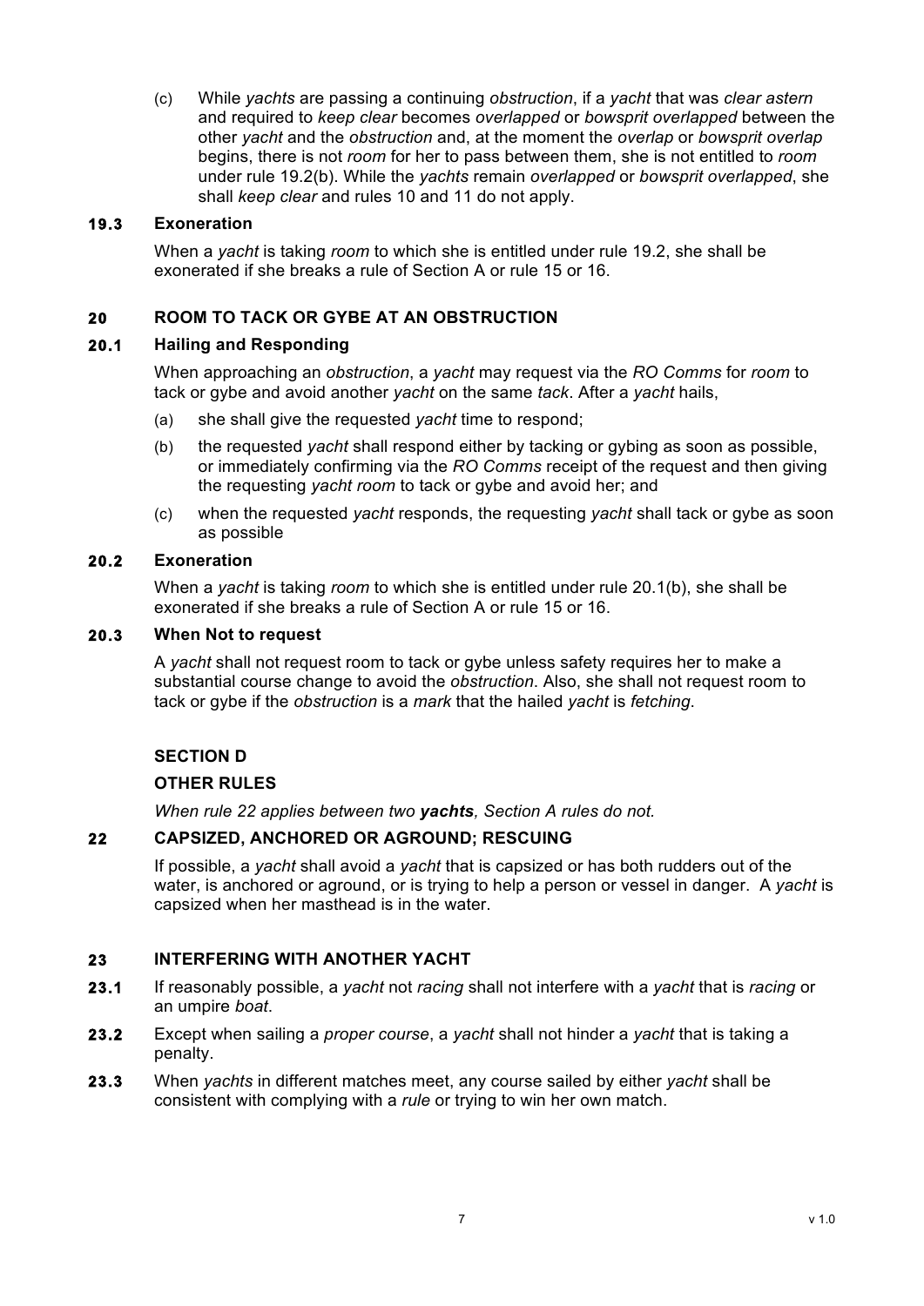(c) While *yachts* are passing a continuing *obstruction*, if a *yacht* that was *clear astern* and required to *keep clear* becomes *overlapped* or *bowsprit overlapped* between the other *yacht* and the *obstruction* and, at the moment the *overlap* or *bowsprit overlap* begins, there is not *room* for her to pass between them, she is not entitled to *room* under rule 19.2(b). While the *yachts* remain *overlapped* or *bowsprit overlapped*, she shall *keep clear* and rules 10 and 11 do not apply.

### 19.3 Exoneration

When a *yacht* is taking *room* to which she is entitled under rule 19.2, she shall be exonerated if she breaks a rule of Section A or rule 15 or 16.

## 20 ROOM TO TACK OR GYBE AT AN OBSTRUCTION

### 20.1 Hailing and Responding

When approaching an *obstruction*, a *yacht* may request via the *RO Comms* for *room* to tack or gybe and avoid another *yacht* on the same *tack*. After a *yacht* hails,

(a) she shall give the requested *yacht* time to respond;

(b) the requested *yacht* shall respond either by tacking or gybing as soon as possible, or immediately confirming via the *RO Comms* receipt of the request and then giving the requesting *yacht room* to tack or gybe and avoid her; and

(c) when the requested *yacht* responds, the requesting *yacht* shall tack or gybe as soon as possible

### 20.2 Exoneration

When a *yacht* is taking *room* to which she is entitled under rule 20.1(b), she shall be exonerated if she breaks a rule of Section A or rule 15 or 16.

### 20.3 When Not to request

A *yacht* shall not request room to tack or gybe unless safety requires her to make a substantial course change to avoid the *obstruction*. Also, she shall not request room to tack or gybe if the *obstruction* is a *mark* that the hailed *yacht* is *fetching*.

## SECTION D

## OTHER RULES

*When rule 22 applies between two **yachts**, Section A rules do not.*

## 22 CAPSIZED, ANCHORED OR AGROUND; RESCUING

If possible, a *yacht* shall avoid a *yacht* that is capsized or has both rudders out of the water, is anchored or aground, or is trying to help a person or vessel in danger. A *yacht* is capsized when her masthead is in the water.

## 23 INTERFERING WITH ANOTHER YACHT

**23.1** If reasonably possible, a *yacht* not *racing* shall not interfere with a *yacht* that is *racing* or an umpire *boat*.

**23.2** Except when sailing a *proper course*, a *yacht* shall not hinder a *yacht* that is taking a penalty.

**23.3** When *yachts* in different matches meet, any course sailed by either *yacht* shall be consistent with complying with a *rule* or trying to win her own match.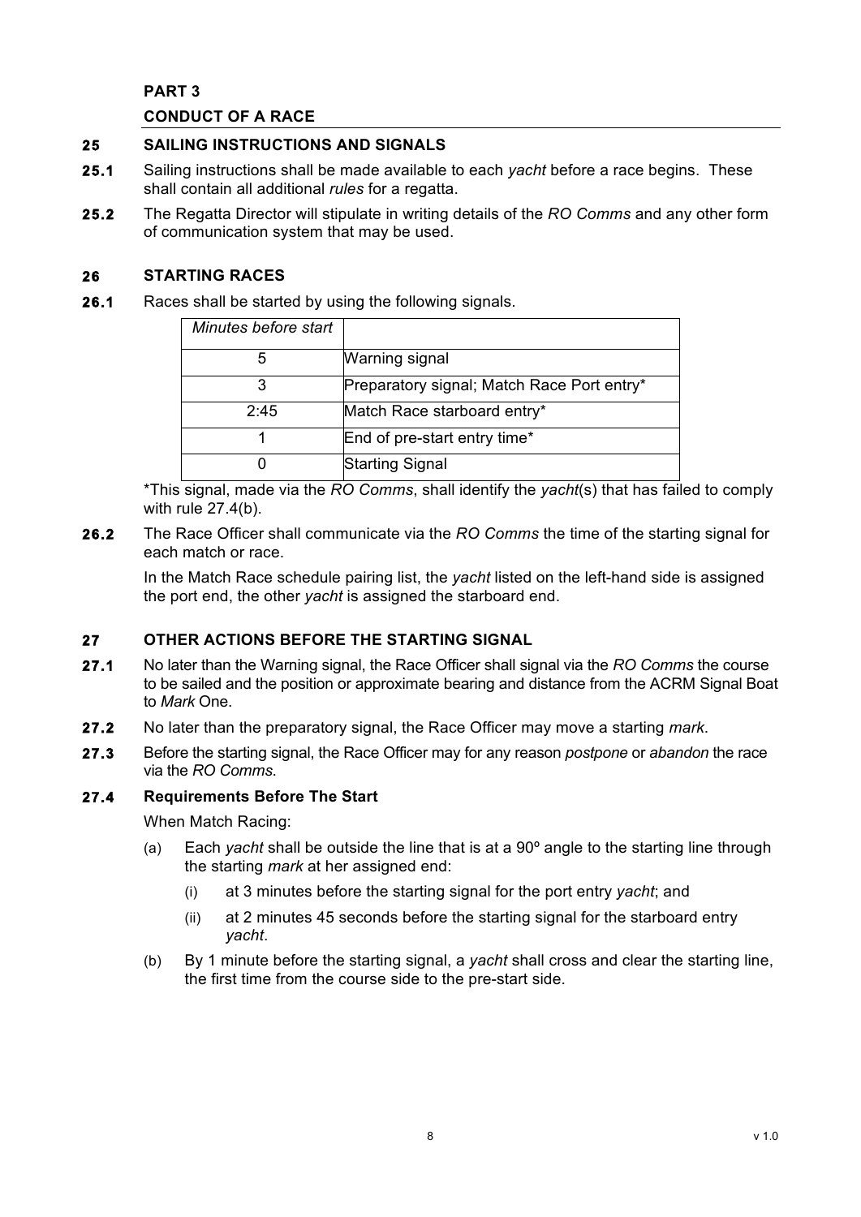# PART 3

## CONDUCT OF A RACE

### 25 SAILING INSTRUCTIONS AND SIGNALS

**25.1** Sailing instructions shall be made available to each *yacht* before a race begins. These shall contain all additional *rules* for a regatta.

**25.2** The Regatta Director will stipulate in writing details of the *RO Comms* and any other form of communication system that may be used.

### 26 STARTING RACES

**26.1** Races shall be started by using the following signals.

| *Minutes before start* | |
|---|---|
| 5 | Warning signal |
| 3 | Preparatory signal; Match Race Port entry* |
| 2:45 | Match Race starboard entry* |
| 1 | End of pre-start entry time* |
| 0 | Starting Signal |

*This signal, made via the *RO Comms*, shall identify the *yacht*(s) that has failed to comply with rule 27.4(b).

**26.2** The Race Officer shall communicate via the *RO Comms* the time of the starting signal for each match or race.

In the Match Race schedule pairing list, the *yacht* listed on the left-hand side is assigned the port end, the other *yacht* is assigned the starboard end.

### 27 OTHER ACTIONS BEFORE THE STARTING SIGNAL

**27.1** No later than the Warning signal, the Race Officer shall signal via the *RO Comms* the course to be sailed and the position or approximate bearing and distance from the ACRM Signal Boat to *Mark* One.

**27.2** No later than the preparatory signal, the Race Officer may move a starting *mark*.

**27.3** Before the starting signal, the Race Officer may for any reason *postpone* or *abandon* the race via the *RO Comms*.

**27.4 Requirements Before The Start**

When Match Racing:

(a) Each *yacht* shall be outside the line that is at a 90º angle to the starting line through the starting *mark* at her assigned end:

(i) at 3 minutes before the starting signal for the port entry *yacht*; and

(ii) at 2 minutes 45 seconds before the starting signal for the starboard entry *yacht*.

(b) By 1 minute before the starting signal, a *yacht* shall cross and clear the starting line, the first time from the course side to the pre-start side.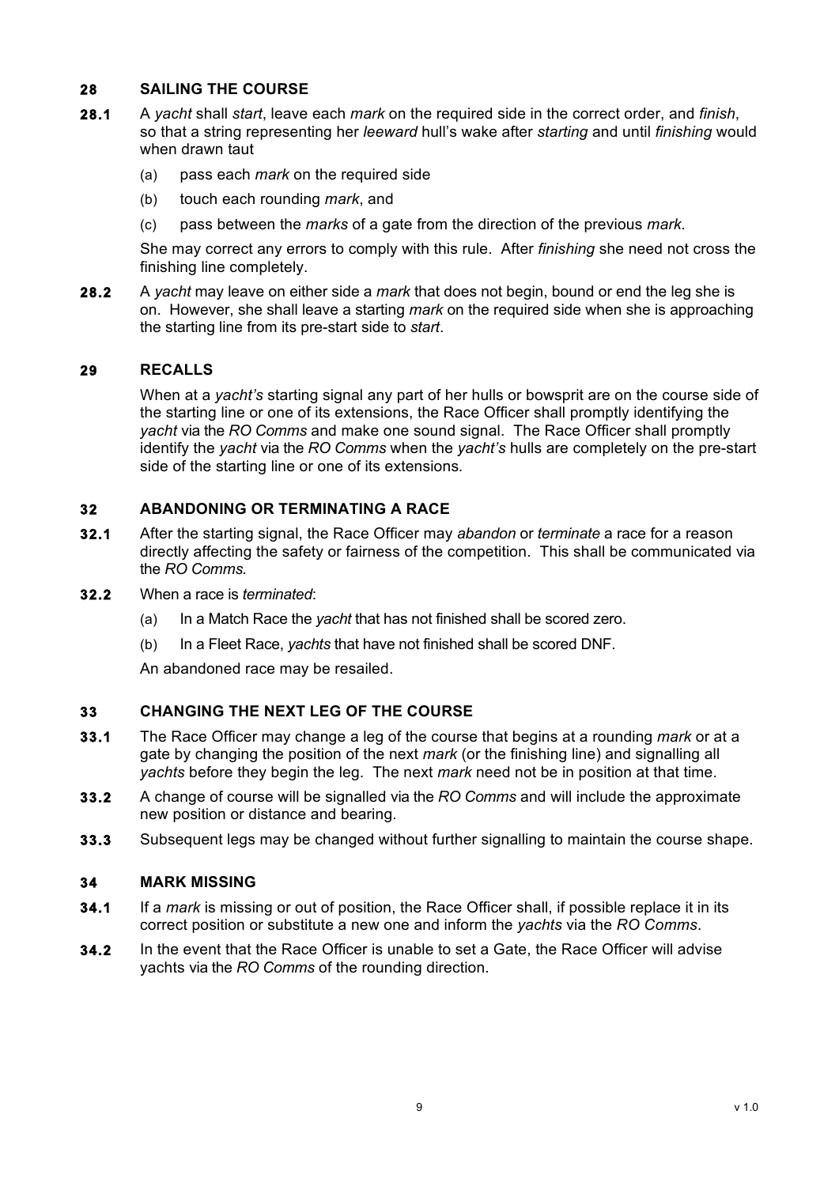## 28 SAILING THE COURSE

**28.1** A *yacht* shall *start*, leave each *mark* on the required side in the correct order, and *finish*, so that a string representing her *leeward* hull's wake after *starting* and until *finishing* would when drawn taut

(a) pass each *mark* on the required side

(b) touch each rounding *mark*, and

(c) pass between the *marks* of a gate from the direction of the previous *mark*.

She may correct any errors to comply with this rule. After *finishing* she need not cross the finishing line completely.

**28.2** A *yacht* may leave on either side a *mark* that does not begin, bound or end the leg she is on. However, she shall leave a starting *mark* on the required side when she is approaching the starting line from its pre-start side to *start*.

## 29 RECALLS

When at a *yacht's* starting signal any part of her hulls or bowsprit are on the course side of the starting line or one of its extensions, the Race Officer shall promptly identifying the *yacht* via the *RO Comms* and make one sound signal. The Race Officer shall promptly identify the *yacht* via the *RO Comms* when the *yacht's* hulls are completely on the pre-start side of the starting line or one of its extensions.

## 32 ABANDONING OR TERMINATING A RACE

**32.1** After the starting signal, the Race Officer may *abandon* or *terminate* a race for a reason directly affecting the safety or fairness of the competition. This shall be communicated via the *RO Comms*.

**32.2** When a race is *terminated*:

(a) In a Match Race the *yacht* that has not finished shall be scored zero.

(b) In a Fleet Race, *yachts* that have not finished shall be scored DNF.

An abandoned race may be resailed.

## 33 CHANGING THE NEXT LEG OF THE COURSE

**33.1** The Race Officer may change a leg of the course that begins at a rounding *mark* or at a gate by changing the position of the next *mark* (or the finishing line) and signalling all *yachts* before they begin the leg. The next *mark* need not be in position at that time.

**33.2** A change of course will be signalled via the *RO Comms* and will include the approximate new position or distance and bearing.

**33.3** Subsequent legs may be changed without further signalling to maintain the course shape.

## 34 MARK MISSING

**34.1** If a *mark* is missing or out of position, the Race Officer shall, if possible replace it in its correct position or substitute a new one and inform the *yachts* via the *RO Comms*.

**34.2** In the event that the Race Officer is unable to set a Gate, the Race Officer will advise yachts via the *RO Comms* of the rounding direction.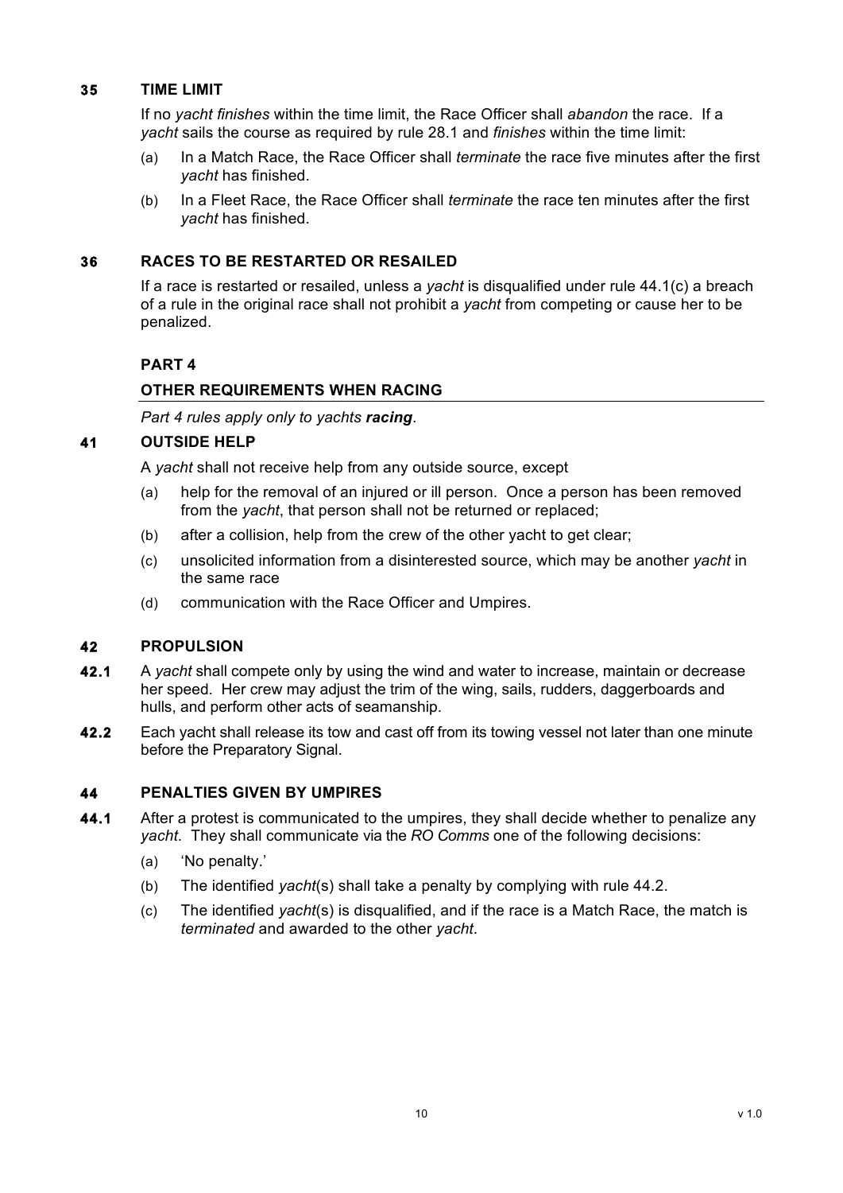## 35 TIME LIMIT

If no *yacht finishes* within the time limit, the Race Officer shall *abandon* the race. If a *yacht* sails the course as required by rule 28.1 and *finishes* within the time limit:

(a) In a Match Race, the Race Officer shall *terminate* the race five minutes after the first *yacht* has finished.

(b) In a Fleet Race, the Race Officer shall *terminate* the race ten minutes after the first *yacht* has finished.

## 36 RACES TO BE RESTARTED OR RESAILED

If a race is restarted or resailed, unless a *yacht* is disqualified under rule 44.1(c) a breach of a rule in the original race shall not prohibit a *yacht* from competing or cause her to be penalized.

# PART 4

## OTHER REQUIREMENTS WHEN RACING

*Part 4 rules apply only to yachts* ***racing***.

## 41 OUTSIDE HELP

A *yacht* shall not receive help from any outside source, except

(a) help for the removal of an injured or ill person. Once a person has been removed from the *yacht*, that person shall not be returned or replaced;

(b) after a collision, help from the crew of the other yacht to get clear;

(c) unsolicited information from a disinterested source, which may be another *yacht* in the same race

(d) communication with the Race Officer and Umpires.

## 42 PROPULSION

**42.1** A *yacht* shall compete only by using the wind and water to increase, maintain or decrease her speed. Her crew may adjust the trim of the wing, sails, rudders, daggerboards and hulls, and perform other acts of seamanship.

**42.2** Each yacht shall release its tow and cast off from its towing vessel not later than one minute before the Preparatory Signal.

## 44 PENALTIES GIVEN BY UMPIRES

**44.1** After a protest is communicated to the umpires, they shall decide whether to penalize any *yacht*. They shall communicate via the *RO Comms* one of the following decisions:

(a) 'No penalty.'

(b) The identified *yacht*(s) shall take a penalty by complying with rule 44.2.

(c) The identified *yacht*(s) is disqualified, and if the race is a Match Race, the match is *terminated* and awarded to the other *yacht*.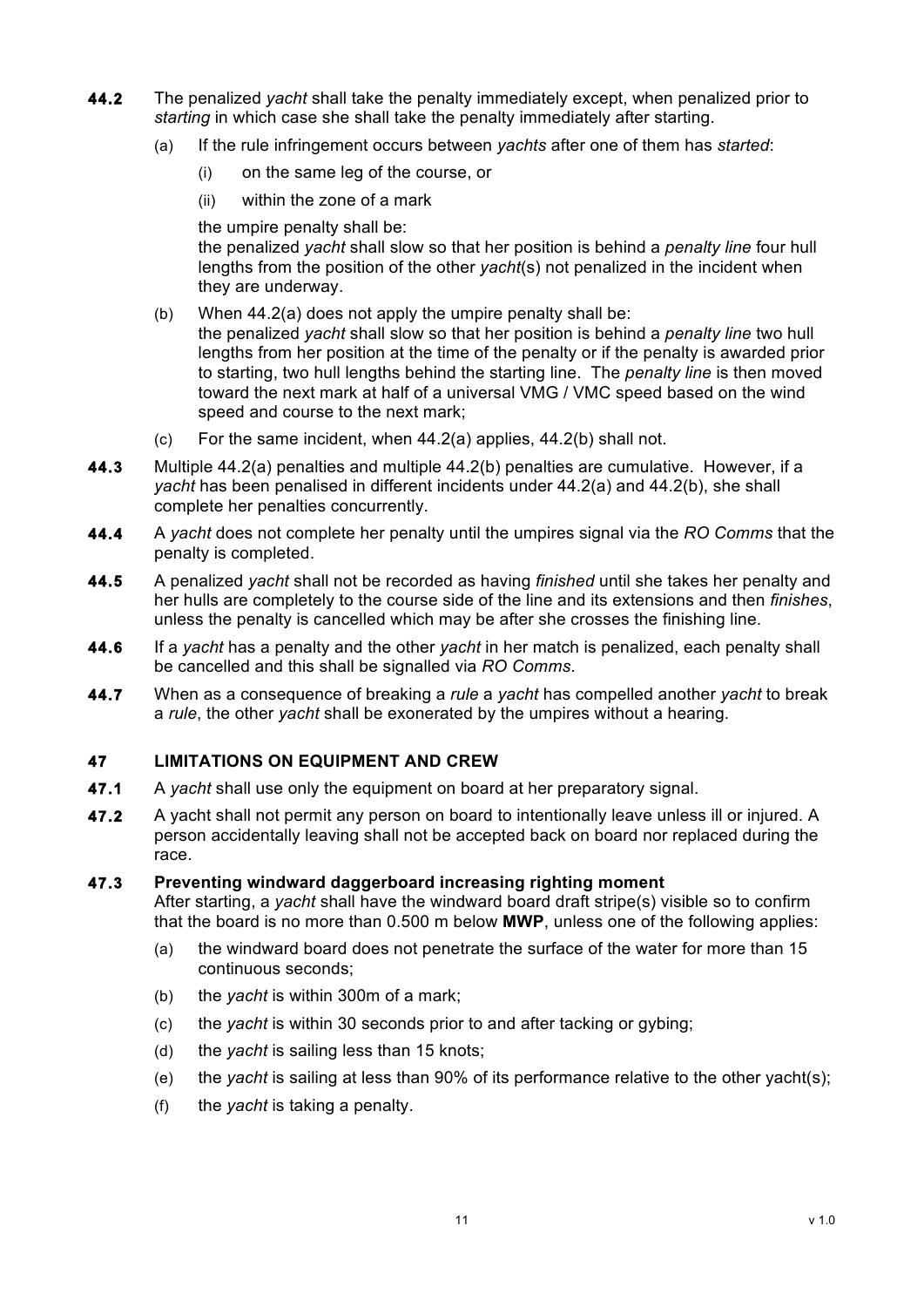**44.2** The penalized *yacht* shall take the penalty immediately except, when penalized prior to *starting* in which case she shall take the penalty immediately after starting.

(a) If the rule infringement occurs between *yachts* after one of them has *started*:

(i) on the same leg of the course, or

(ii) within the zone of a mark

the umpire penalty shall be:
the penalized *yacht* shall slow so that her position is behind a *penalty line* four hull lengths from the position of the other *yacht*(s) not penalized in the incident when they are underway.

(b) When 44.2(a) does not apply the umpire penalty shall be:
the penalized *yacht* shall slow so that her position is behind a *penalty line* two hull lengths from her position at the time of the penalty or if the penalty is awarded prior to starting, two hull lengths behind the starting line. The *penalty line* is then moved toward the next mark at half of a universal VMG / VMC speed based on the wind speed and course to the next mark;

(c) For the same incident, when 44.2(a) applies, 44.2(b) shall not.

**44.3** Multiple 44.2(a) penalties and multiple 44.2(b) penalties are cumulative. However, if a *yacht* has been penalised in different incidents under 44.2(a) and 44.2(b), she shall complete her penalties concurrently.

**44.4** A *yacht* does not complete her penalty until the umpires signal via the *RO Comms* that the penalty is completed.

**44.5** A penalized *yacht* shall not be recorded as having *finished* until she takes her penalty and her hulls are completely to the course side of the line and its extensions and then *finishes*, unless the penalty is cancelled which may be after she crosses the finishing line.

**44.6** If a *yacht* has a penalty and the other *yacht* in her match is penalized, each penalty shall be cancelled and this shall be signalled via *RO Comms*.

**44.7** When as a consequence of breaking a *rule* a *yacht* has compelled another *yacht* to break a *rule*, the other *yacht* shall be exonerated by the umpires without a hearing.

## 47 LIMITATIONS ON EQUIPMENT AND CREW

**47.1** A *yacht* shall use only the equipment on board at her preparatory signal.

**47.2** A yacht shall not permit any person on board to intentionally leave unless ill or injured. A person accidentally leaving shall not be accepted back on board nor replaced during the race.

**47.3 Preventing windward daggerboard increasing righting moment**
After starting, a *yacht* shall have the windward board draft stripe(s) visible so to confirm that the board is no more than 0.500 m below **MWP**, unless one of the following applies:

(a) the windward board does not penetrate the surface of the water for more than 15 continuous seconds;

(b) the *yacht* is within 300m of a mark;

(c) the *yacht* is within 30 seconds prior to and after tacking or gybing;

(d) the *yacht* is sailing less than 15 knots;

(e) the *yacht* is sailing at less than 90% of its performance relative to the other yacht(s);

(f) the *yacht* is taking a penalty.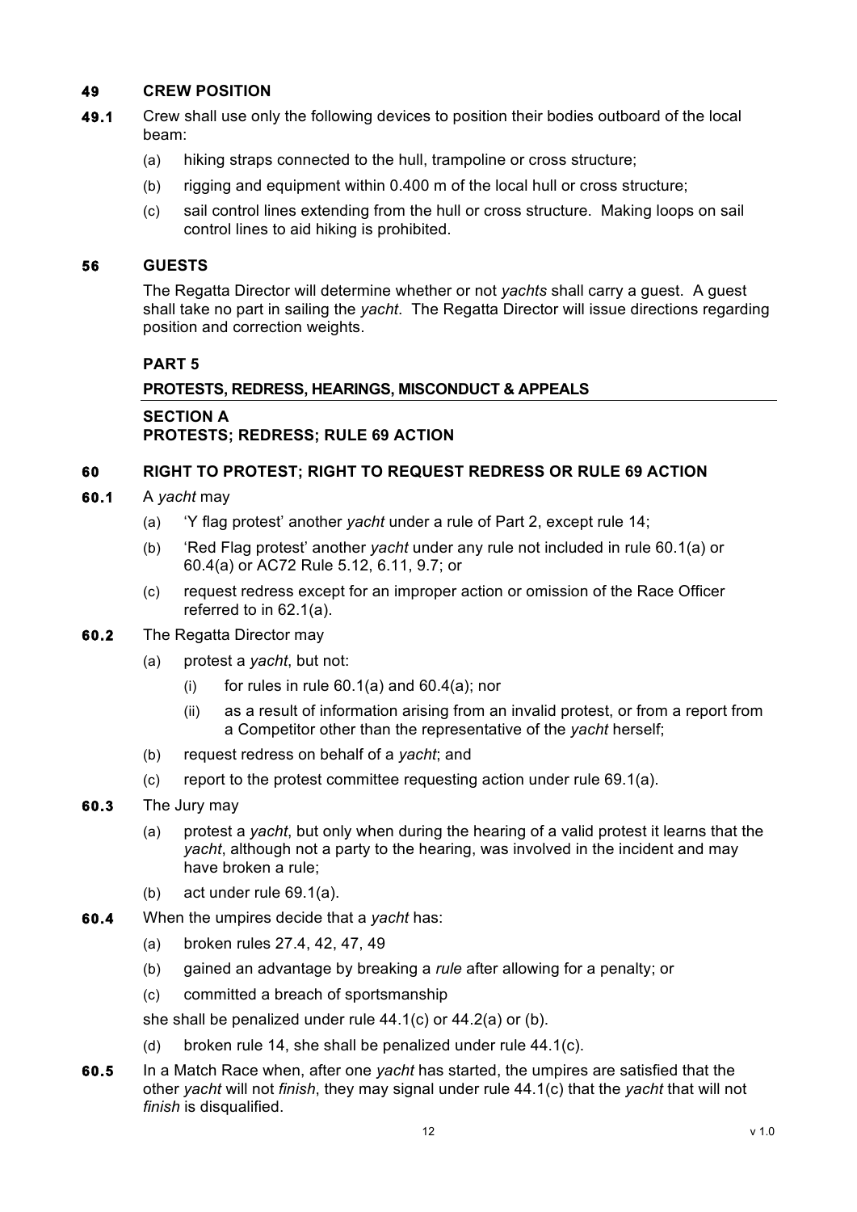### 49 CREW POSITION

**49.1** Crew shall use only the following devices to position their bodies outboard of the local beam:

(a) hiking straps connected to the hull, trampoline or cross structure;

(b) rigging and equipment within 0.400 m of the local hull or cross structure;

(c) sail control lines extending from the hull or cross structure. Making loops on sail control lines to aid hiking is prohibited.

### 56 GUESTS

The Regatta Director will determine whether or not *yachts* shall carry a guest. A guest shall take no part in sailing the *yacht*. The Regatta Director will issue directions regarding position and correction weights.

## PART 5

## PROTESTS, REDRESS, HEARINGS, MISCONDUCT & APPEALS

### SECTION A
### PROTESTS; REDRESS; RULE 69 ACTION

### 60 RIGHT TO PROTEST; RIGHT TO REQUEST REDRESS OR RULE 69 ACTION

**60.1** A *yacht* may

(a) 'Y flag protest' another *yacht* under a rule of Part 2, except rule 14;

(b) 'Red Flag protest' another *yacht* under any rule not included in rule 60.1(a) or 60.4(a) or AC72 Rule 5.12, 6.11, 9.7; or

(c) request redress except for an improper action or omission of the Race Officer referred to in 62.1(a).

**60.2** The Regatta Director may

(a) protest a *yacht*, but not:

(i) for rules in rule 60.1(a) and 60.4(a); nor

(ii) as a result of information arising from an invalid protest, or from a report from a Competitor other than the representative of the *yacht* herself;

(b) request redress on behalf of a *yacht*; and

(c) report to the protest committee requesting action under rule 69.1(a).

**60.3** The Jury may

(a) protest a *yacht*, but only when during the hearing of a valid protest it learns that the *yacht*, although not a party to the hearing, was involved in the incident and may have broken a rule;

(b) act under rule 69.1(a).

**60.4** When the umpires decide that a *yacht* has:

(a) broken rules 27.4, 42, 47, 49

(b) gained an advantage by breaking a *rule* after allowing for a penalty; or

(c) committed a breach of sportsmanship

she shall be penalized under rule 44.1(c) or 44.2(a) or (b).

(d) broken rule 14, she shall be penalized under rule 44.1(c).

**60.5** In a Match Race when, after one *yacht* has started, the umpires are satisfied that the other *yacht* will not *finish*, they may signal under rule 44.1(c) that the *yacht* that will not *finish* is disqualified.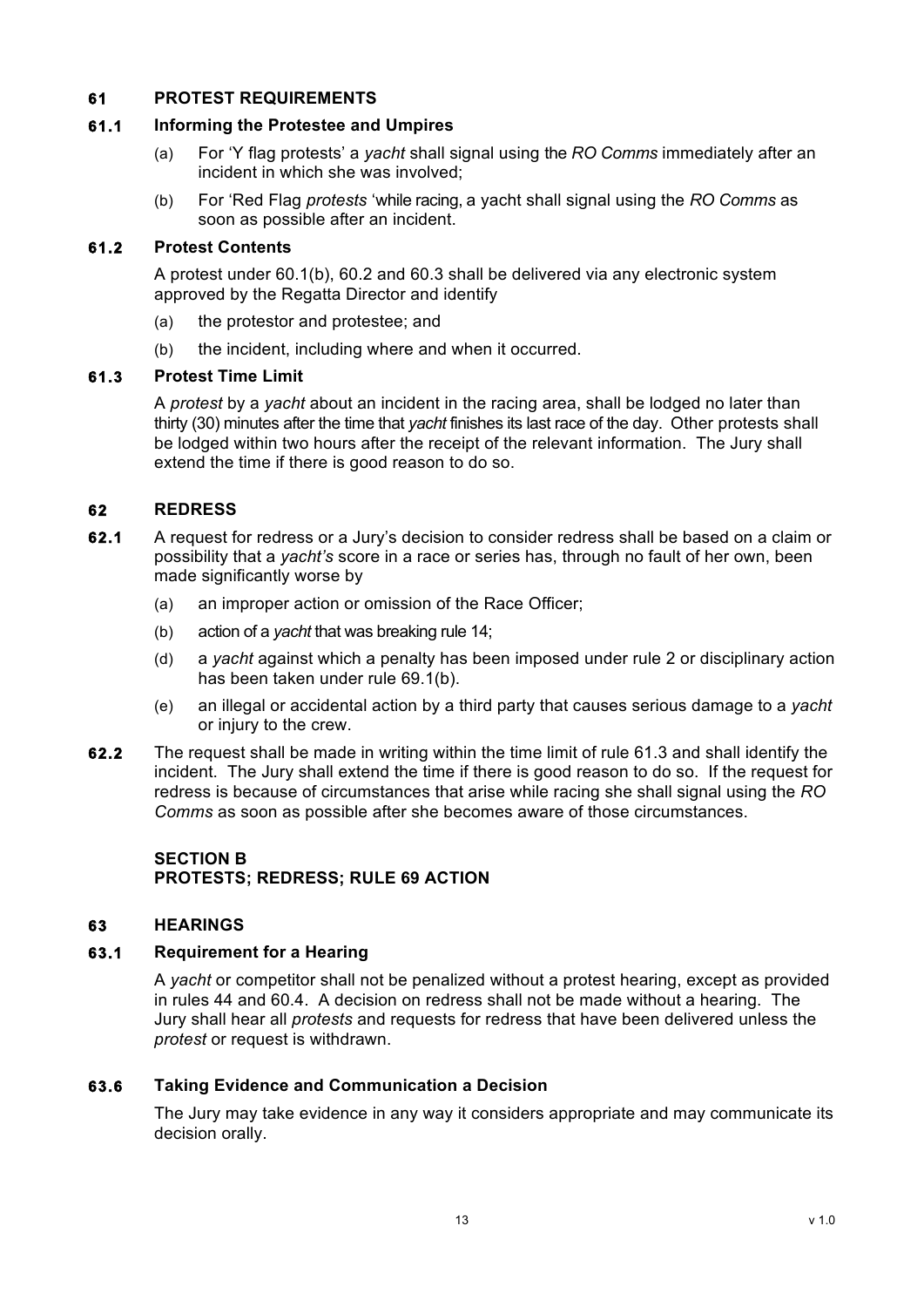## 61 PROTEST REQUIREMENTS

### 61.1 Informing the Protestee and Umpires

(a) For 'Y flag protests' a *yacht* shall signal using the *RO Comms* immediately after an incident in which she was involved;

(b) For 'Red Flag *protests* 'while racing, a yacht shall signal using the *RO Comms* as soon as possible after an incident.

### 61.2 Protest Contents

A protest under 60.1(b), 60.2 and 60.3 shall be delivered via any electronic system approved by the Regatta Director and identify

(a) the protestor and protestee; and

(b) the incident, including where and when it occurred.

### 61.3 Protest Time Limit

A *protest* by a *yacht* about an incident in the racing area, shall be lodged no later than thirty (30) minutes after the time that *yacht* finishes its last race of the day. Other protests shall be lodged within two hours after the receipt of the relevant information. The Jury shall extend the time if there is good reason to do so.

## 62 REDRESS

**62.1** A request for redress or a Jury's decision to consider redress shall be based on a claim or possibility that a *yacht's* score in a race or series has, through no fault of her own, been made significantly worse by

(a) an improper action or omission of the Race Officer;

(b) action of a *yacht* that was breaking rule 14;

(d) a *yacht* against which a penalty has been imposed under rule 2 or disciplinary action has been taken under rule 69.1(b).

(e) an illegal or accidental action by a third party that causes serious damage to a *yacht* or injury to the crew.

**62.2** The request shall be made in writing within the time limit of rule 61.3 and shall identify the incident. The Jury shall extend the time if there is good reason to do so. If the request for redress is because of circumstances that arise while racing she shall signal using the *RO Comms* as soon as possible after she becomes aware of those circumstances.

**SECTION B**
**PROTESTS; REDRESS; RULE 69 ACTION**

## 63 HEARINGS

### 63.1 Requirement for a Hearing

A *yacht* or competitor shall not be penalized without a protest hearing, except as provided in rules 44 and 60.4. A decision on redress shall not be made without a hearing. The Jury shall hear all *protests* and requests for redress that have been delivered unless the *protest* or request is withdrawn.

### 63.6 Taking Evidence and Communication a Decision

The Jury may take evidence in any way it considers appropriate and may communicate its decision orally.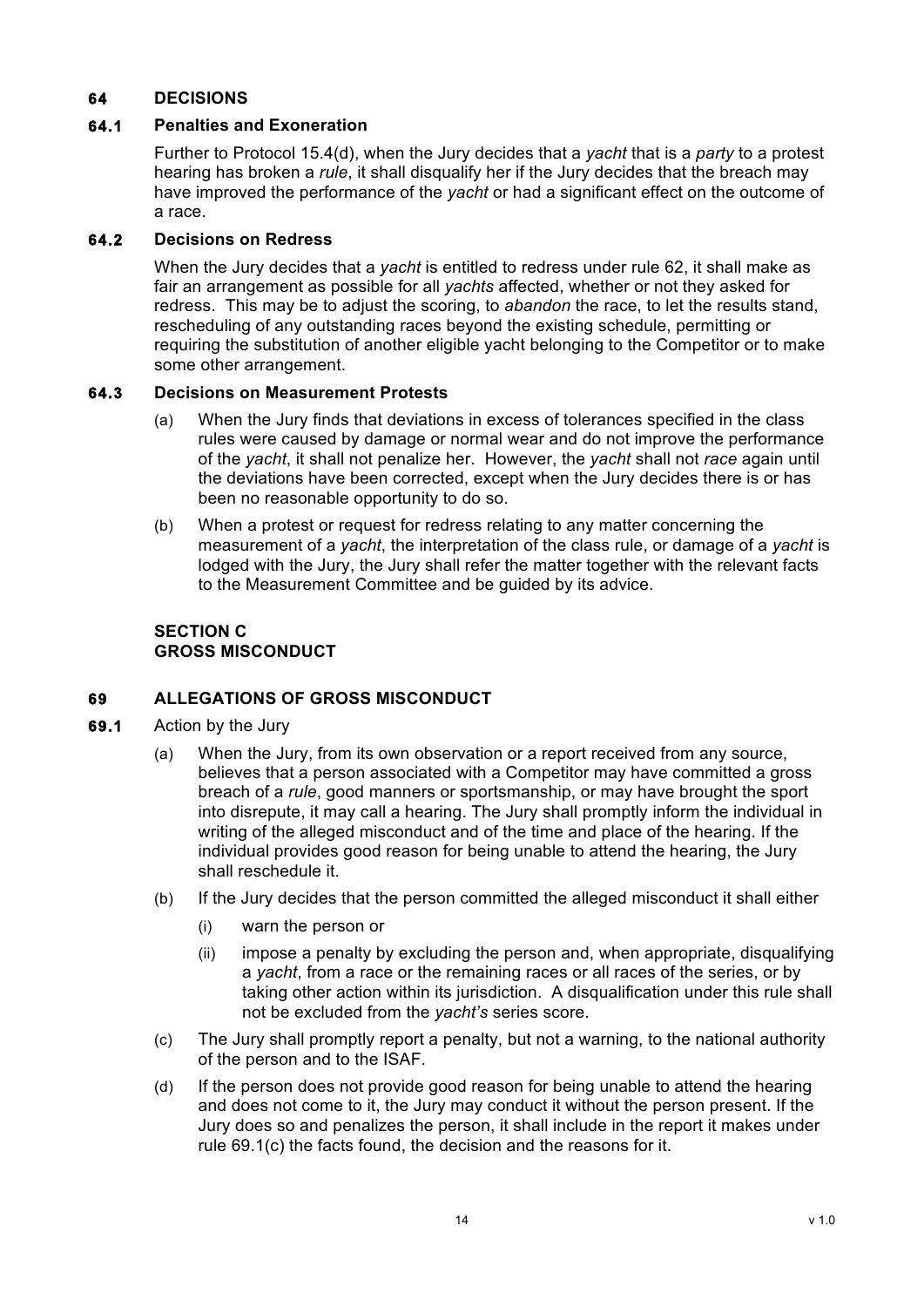## 64 DECISIONS

### 64.1 Penalties and Exoneration

Further to Protocol 15.4(d), when the Jury decides that a *yacht* that is a *party* to a protest hearing has broken a *rule*, it shall disqualify her if the Jury decides that the breach may have improved the performance of the *yacht* or had a significant effect on the outcome of a race.

### 64.2 Decisions on Redress

When the Jury decides that a *yacht* is entitled to redress under rule 62, it shall make as fair an arrangement as possible for all *yachts* affected, whether or not they asked for redress. This may be to adjust the scoring, to *abandon* the race, to let the results stand, rescheduling of any outstanding races beyond the existing schedule, permitting or requiring the substitution of another eligible yacht belonging to the Competitor or to make some other arrangement.

### 64.3 Decisions on Measurement Protests

(a) When the Jury finds that deviations in excess of tolerances specified in the class rules were caused by damage or normal wear and do not improve the performance of the *yacht*, it shall not penalize her. However, the *yacht* shall not *race* again until the deviations have been corrected, except when the Jury decides there is or has been no reasonable opportunity to do so.

(b) When a protest or request for redress relating to any matter concerning the measurement of a *yacht*, the interpretation of the class rule, or damage of a *yacht* is lodged with the Jury, the Jury shall refer the matter together with the relevant facts to the Measurement Committee and be guided by its advice.

# SECTION C
# GROSS MISCONDUCT

## 69 ALLEGATIONS OF GROSS MISCONDUCT

**69.1** Action by the Jury

(a) When the Jury, from its own observation or a report received from any source, believes that a person associated with a Competitor may have committed a gross breach of a *rule*, good manners or sportsmanship, or may have brought the sport into disrepute, it may call a hearing. The Jury shall promptly inform the individual in writing of the alleged misconduct and of the time and place of the hearing. If the individual provides good reason for being unable to attend the hearing, the Jury shall reschedule it.

(b) If the Jury decides that the person committed the alleged misconduct it shall either

   (i) warn the person or

   (ii) impose a penalty by excluding the person and, when appropriate, disqualifying a *yacht*, from a race or the remaining races or all races of the series, or by taking other action within its jurisdiction. A disqualification under this rule shall not be excluded from the *yacht's* series score.

(c) The Jury shall promptly report a penalty, but not a warning, to the national authority of the person and to the ISAF.

(d) If the person does not provide good reason for being unable to attend the hearing and does not come to it, the Jury may conduct it without the person present. If the Jury does so and penalizes the person, it shall include in the report it makes under rule 69.1(c) the facts found, the decision and the reasons for it.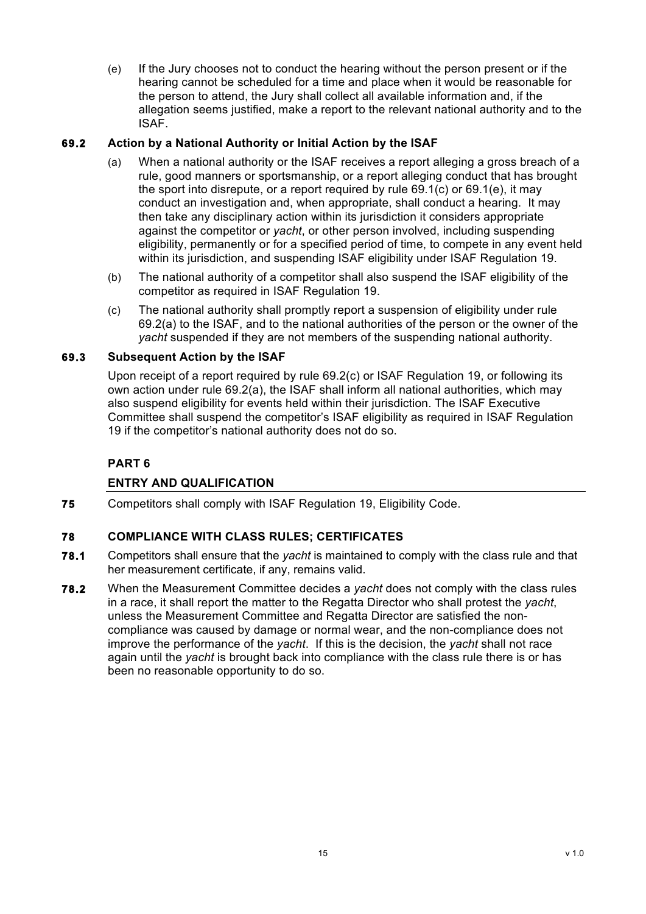(e) If the Jury chooses not to conduct the hearing without the person present or if the hearing cannot be scheduled for a time and place when it would be reasonable for the person to attend, the Jury shall collect all available information and, if the allegation seems justified, make a report to the relevant national authority and to the ISAF.

**69.2 Action by a National Authority or Initial Action by the ISAF**

(a) When a national authority or the ISAF receives a report alleging a gross breach of a rule, good manners or sportsmanship, or a report alleging conduct that has brought the sport into disrepute, or a report required by rule 69.1(c) or 69.1(e), it may conduct an investigation and, when appropriate, shall conduct a hearing. It may then take any disciplinary action within its jurisdiction it considers appropriate against the competitor or *yacht*, or other person involved, including suspending eligibility, permanently or for a specified period of time, to compete in any event held within its jurisdiction, and suspending ISAF eligibility under ISAF Regulation 19.

(b) The national authority of a competitor shall also suspend the ISAF eligibility of the competitor as required in ISAF Regulation 19.

(c) The national authority shall promptly report a suspension of eligibility under rule 69.2(a) to the ISAF, and to the national authorities of the person or the owner of the *yacht* suspended if they are not members of the suspending national authority.

**69.3 Subsequent Action by the ISAF**

Upon receipt of a report required by rule 69.2(c) or ISAF Regulation 19, or following its own action under rule 69.2(a), the ISAF shall inform all national authorities, which may also suspend eligibility for events held within their jurisdiction. The ISAF Executive Committee shall suspend the competitor's ISAF eligibility as required in ISAF Regulation 19 if the competitor's national authority does not do so.

## PART 6

## ENTRY AND QUALIFICATION

**75** Competitors shall comply with ISAF Regulation 19, Eligibility Code.

**78 COMPLIANCE WITH CLASS RULES; CERTIFICATES**

**78.1** Competitors shall ensure that the *yacht* is maintained to comply with the class rule and that her measurement certificate, if any, remains valid.

**78.2** When the Measurement Committee decides a *yacht* does not comply with the class rules in a race, it shall report the matter to the Regatta Director who shall protest the *yacht*, unless the Measurement Committee and Regatta Director are satisfied the non-compliance was caused by damage or normal wear, and the non-compliance does not improve the performance of the *yacht*. If this is the decision, the *yacht* shall not race again until the *yacht* is brought back into compliance with the class rule there is or has been no reasonable opportunity to do so.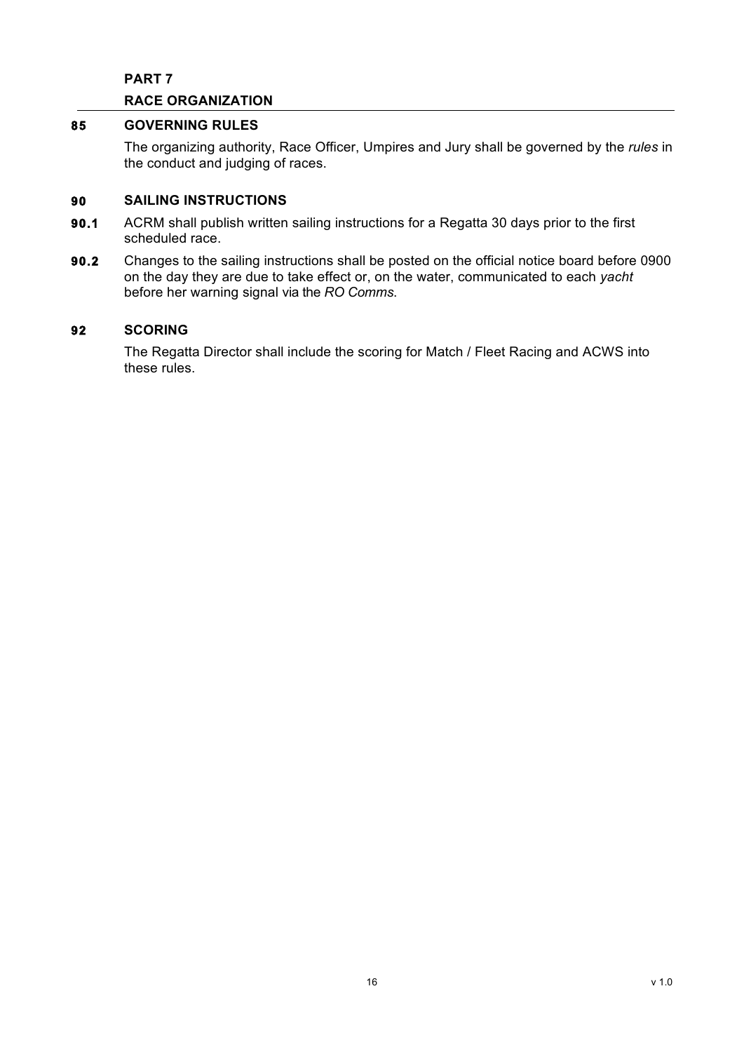# PART 7

# RACE ORGANIZATION

## 85 GOVERNING RULES

The organizing authority, Race Officer, Umpires and Jury shall be governed by the *rules* in the conduct and judging of races.

## 90 SAILING INSTRUCTIONS

**90.1** ACRM shall publish written sailing instructions for a Regatta 30 days prior to the first scheduled race.

**90.2** Changes to the sailing instructions shall be posted on the official notice board before 0900 on the day they are due to take effect or, on the water, communicated to each *yacht* before her warning signal via the *RO Comms*.

## 92 SCORING

The Regatta Director shall include the scoring for Match / Fleet Racing and ACWS into these rules.